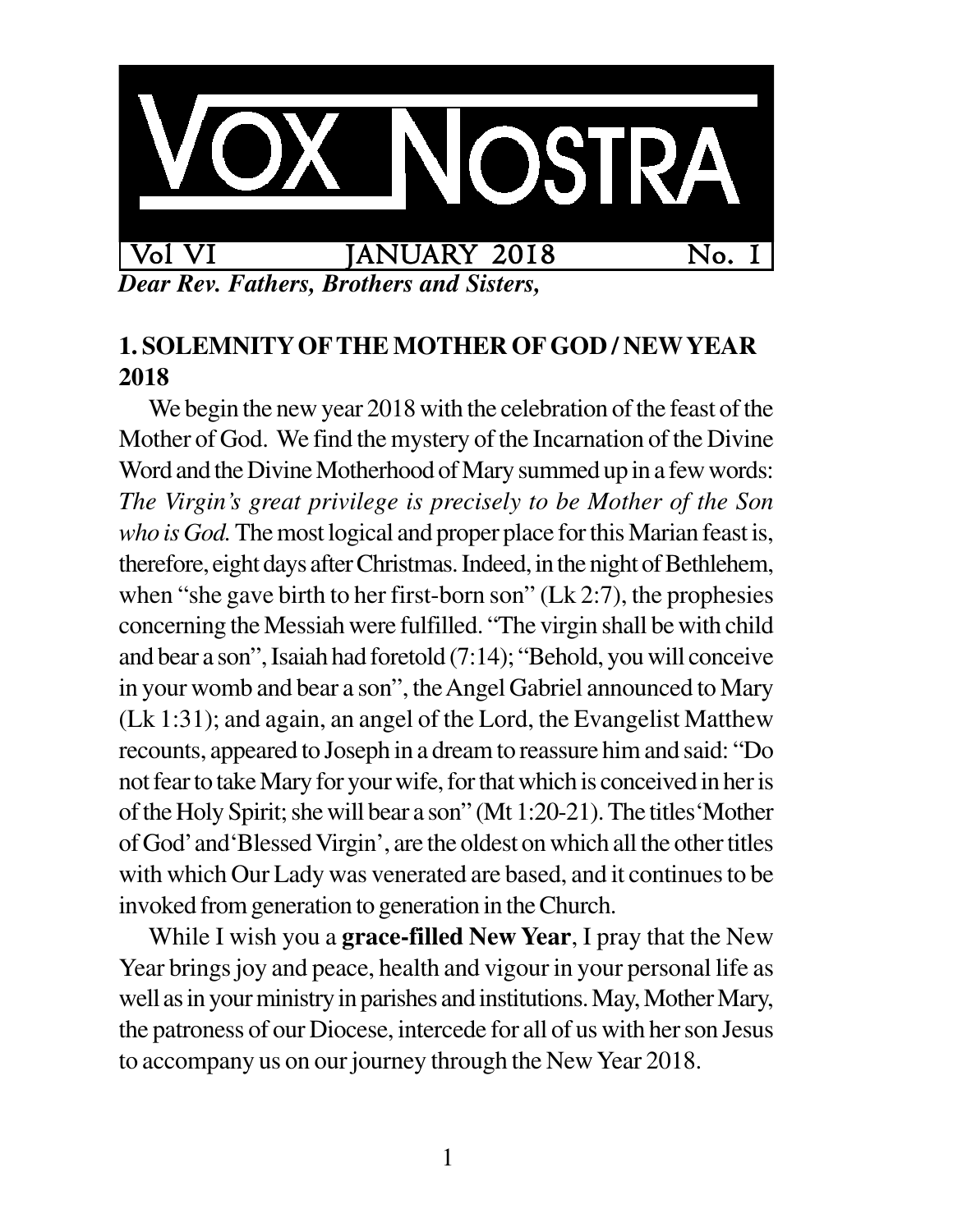# VOX NOSTRA

Vol VI — JANUARY 2018 — No. 1

***Dear Rev. Fathers, Brothers and Sisters,***

## 1. SOLEMNITY OF THE MOTHER OF GOD / NEW YEAR 2018

We begin the new year 2018 with the celebration of the feast of the Mother of God. We find the mystery of the Incarnation of the Divine Word and the Divine Motherhood of Mary summed up in a few words: *The Virgin's great privilege is precisely to be Mother of the Son who is God.* The most logical and proper place for this Marian feast is, therefore, eight days after Christmas. Indeed, in the night of Bethlehem, when "she gave birth to her first-born son" (Lk 2:7), the prophesies concerning the Messiah were fulfilled. "The virgin shall be with child and bear a son", Isaiah had foretold (7:14); "Behold, you will conceive in your womb and bear a son", the Angel Gabriel announced to Mary (Lk 1:31); and again, an angel of the Lord, the Evangelist Matthew recounts, appeared to Joseph in a dream to reassure him and said: "Do not fear to take Mary for your wife, for that which is conceived in her is of the Holy Spirit; she will bear a son" (Mt 1:20-21). The titles 'Mother of God' and 'Blessed Virgin', are the oldest on which all the other titles with which Our Lady was venerated are based, and it continues to be invoked from generation to generation in the Church.

While I wish you a **grace-filled New Year**, I pray that the New Year brings joy and peace, health and vigour in your personal life as well as in your ministry in parishes and institutions. May, Mother Mary, the patroness of our Diocese, intercede for all of us with her son Jesus to accompany us on our journey through the New Year 2018.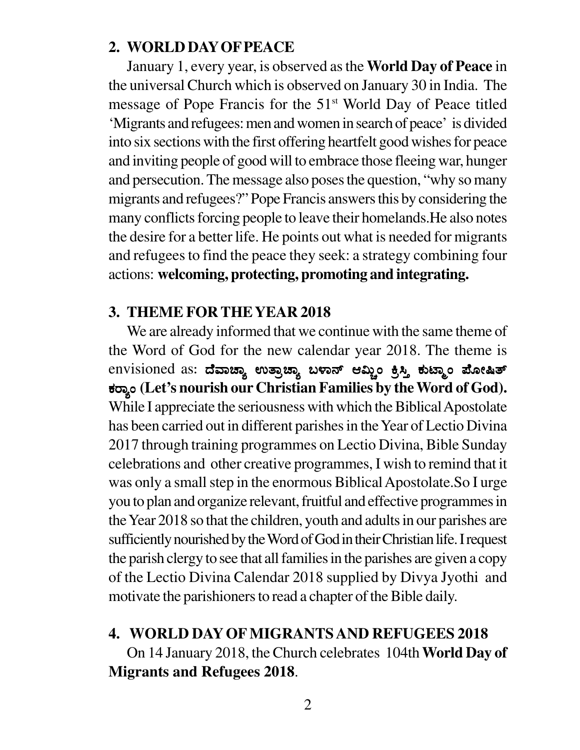## 2. WORLD DAY OF PEACE

January 1, every year, is observed as the **World Day of Peace** in the universal Church which is observed on January 30 in India. The message of Pope Francis for the 51st World Day of Peace titled 'Migrants and refugees: men and women in search of peace' is divided into six sections with the first offering heartfelt good wishes for peace and inviting people of good will to embrace those fleeing war, hunger and persecution. The message also poses the question, "why so many migrants and refugees?" Pope Francis answers this by considering the many conflicts forcing people to leave their homelands.He also notes the desire for a better life. He points out what is needed for migrants and refugees to find the peace they seek: a strategy combining four actions: **welcoming, protecting, promoting and integrating.**

## 3. THEME FOR THE YEAR 2018

We are already informed that we continue with the same theme of the Word of God for the new calendar year 2018. The theme is envisioned as: **ದೆವಾಚ್ಯಾ ಉತ್ರಾಚ್ಯಾ ಬಳಾನ್ ಆಮ್ಚಿಂ ಕ್ರಿಸ್ತಿ ಕುಟ್ಮಾಂ ಪೋಷಿತ್ ಕರ್‍ಯಾಂ (Let's nourish our Christian Families by the Word of God).** While I appreciate the seriousness with which the Biblical Apostolate has been carried out in different parishes in the Year of Lectio Divina 2017 through training programmes on Lectio Divina, Bible Sunday celebrations and other creative programmes, I wish to remind that it was only a small step in the enormous Biblical Apostolate.So I urge you to plan and organize relevant, fruitful and effective programmes in the Year 2018 so that the children, youth and adults in our parishes are sufficiently nourished by the Word of God in their Christian life. I request the parish clergy to see that all families in the parishes are given a copy of the Lectio Divina Calendar 2018 supplied by Divya Jyothi and motivate the parishioners to read a chapter of the Bible daily.

## 4. WORLD DAY OF MIGRANTS AND REFUGEES 2018

On 14 January 2018, the Church celebrates 104th **World Day of Migrants and Refugees 2018**.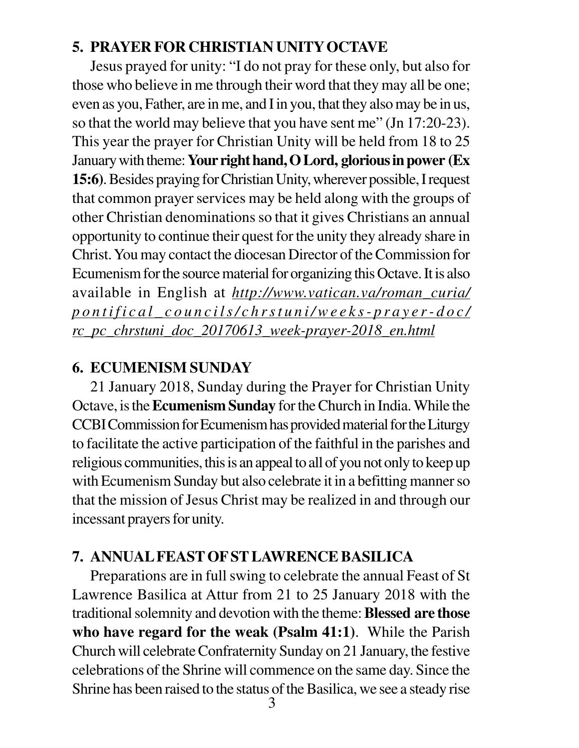## 5. PRAYER FOR CHRISTIAN UNITY OCTAVE

Jesus prayed for unity: "I do not pray for these only, but also for those who believe in me through their word that they may all be one; even as you, Father, are in me, and I in you, that they also may be in us, so that the world may believe that you have sent me" (Jn 17:20-23). This year the prayer for Christian Unity will be held from 18 to 25 January with theme: **Your right hand, O Lord, glorious in power (Ex 15:6)**. Besides praying for Christian Unity, wherever possible, I request that common prayer services may be held along with the groups of other Christian denominations so that it gives Christians an annual opportunity to continue their quest for the unity they already share in Christ. You may contact the diocesan Director of the Commission for Ecumenism for the source material for organizing this Octave. It is also available in English at *http://www.vatican.va/roman_curia/pontifical_councils/chrstuni/weeks-prayer-doc/rc_pc_chrstuni_doc_20170613_week-prayer-2018_en.html*

## 6. ECUMENISM SUNDAY

21 January 2018, Sunday during the Prayer for Christian Unity Octave, is the **Ecumenism Sunday** for the Church in India. While the CCBI Commission for Ecumenism has provided material for the Liturgy to facilitate the active participation of the faithful in the parishes and religious communities, this is an appeal to all of you not only to keep up with Ecumenism Sunday but also celebrate it in a befitting manner so that the mission of Jesus Christ may be realized in and through our incessant prayers for unity.

## 7. ANNUAL FEAST OF ST LAWRENCE BASILICA

Preparations are in full swing to celebrate the annual Feast of St Lawrence Basilica at Attur from 21 to 25 January 2018 with the traditional solemnity and devotion with the theme: **Blessed are those who have regard for the weak (Psalm 41:1)**. While the Parish Church will celebrate Confraternity Sunday on 21 January, the festive celebrations of the Shrine will commence on the same day. Since the Shrine has been raised to the status of the Basilica, we see a steady rise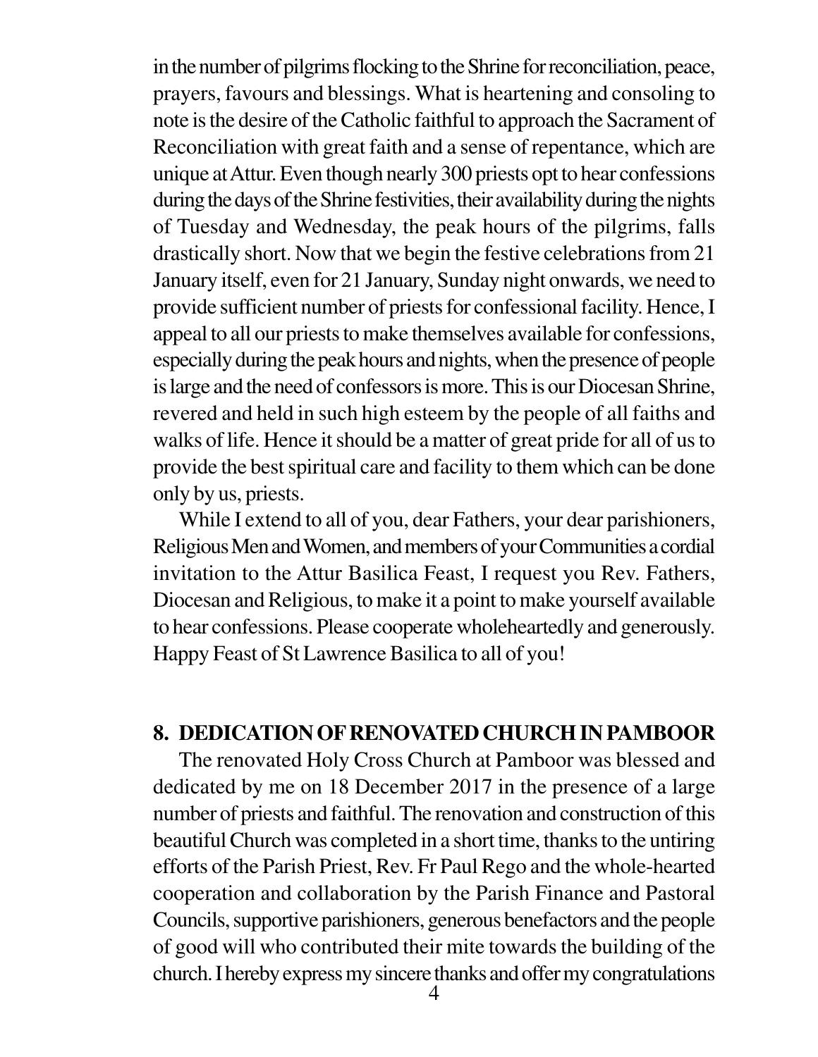in the number of pilgrims flocking to the Shrine for reconciliation, peace, prayers, favours and blessings. What is heartening and consoling to note is the desire of the Catholic faithful to approach the Sacrament of Reconciliation with great faith and a sense of repentance, which are unique at Attur. Even though nearly 300 priests opt to hear confessions during the days of the Shrine festivities, their availability during the nights of Tuesday and Wednesday, the peak hours of the pilgrims, falls drastically short. Now that we begin the festive celebrations from 21 January itself, even for 21 January, Sunday night onwards, we need to provide sufficient number of priests for confessional facility. Hence, I appeal to all our priests to make themselves available for confessions, especially during the peak hours and nights, when the presence of people is large and the need of confessors is more. This is our Diocesan Shrine, revered and held in such high esteem by the people of all faiths and walks of life. Hence it should be a matter of great pride for all of us to provide the best spiritual care and facility to them which can be done only by us, priests.

While I extend to all of you, dear Fathers, your dear parishioners, Religious Men and Women, and members of your Communities a cordial invitation to the Attur Basilica Feast, I request you Rev. Fathers, Diocesan and Religious, to make it a point to make yourself available to hear confessions. Please cooperate wholeheartedly and generously. Happy Feast of St Lawrence Basilica to all of you!

## 8. DEDICATION OF RENOVATED CHURCH IN PAMBOOR

The renovated Holy Cross Church at Pamboor was blessed and dedicated by me on 18 December 2017 in the presence of a large number of priests and faithful. The renovation and construction of this beautiful Church was completed in a short time, thanks to the untiring efforts of the Parish Priest, Rev. Fr Paul Rego and the whole-hearted cooperation and collaboration by the Parish Finance and Pastoral Councils, supportive parishioners, generous benefactors and the people of good will who contributed their mite towards the building of the church. I hereby express my sincere thanks and offer my congratulations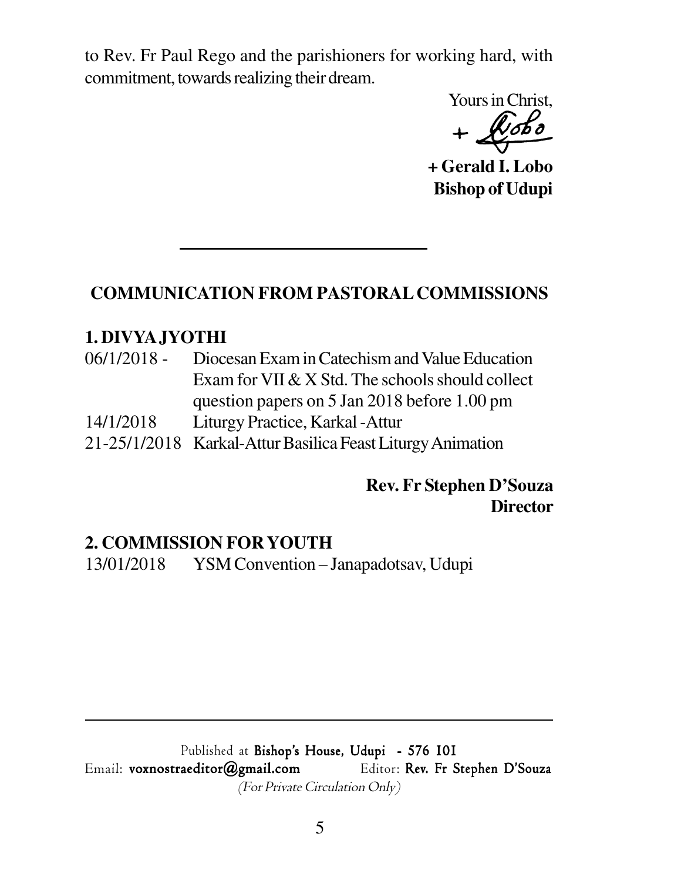to Rev. Fr Paul Rego and the parishioners for working hard, with commitment, towards realizing their dream.

Yours in Christ,

**+ Gerald I. Lobo**
**Bishop of Udupi**

---

## COMMUNICATION FROM PASTORAL COMMISSIONS

### 1. DIVYA JYOTHI

| | |
|---|---|
| 06/1/2018 - | Diocesan Exam in Catechism and Value Education Exam for VII & X Std. The schools should collect question papers on 5 Jan 2018 before 1.00 pm |
| 14/1/2018 | Liturgy Practice, Karkal -Attur |
| 21-25/1/2018 | Karkal-Attur Basilica Feast Liturgy Animation |

**Rev. Fr Stephen D'Souza**
**Director**

### 2. COMMISSION FOR YOUTH

| | |
|---|---|
| 13/01/2018 | YSM Convention – Janapadotsav, Udupi |

---

Published at **Bishop's House, Udupi - 576 101**
Email: **voxnostraeditor@gmail.com** Editor: **Rev. Fr Stephen D'Souza**
*(For Private Circulation Only)*